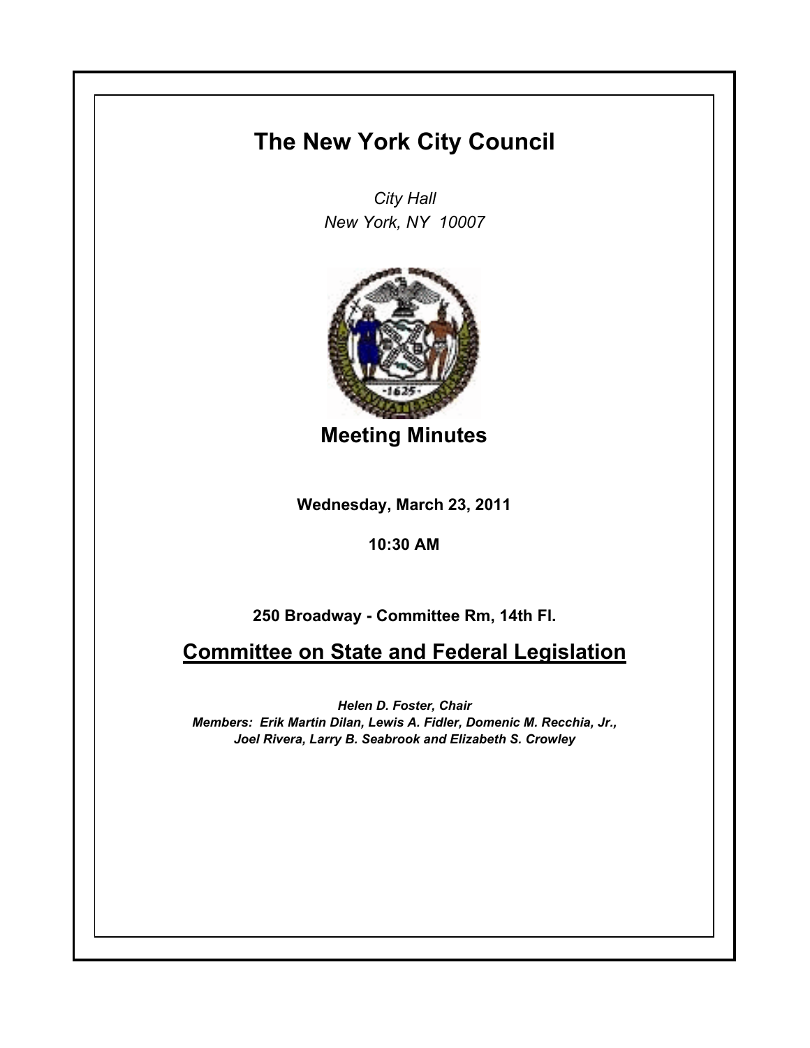# The New York City Council

*City Hall*
*New York, NY 10007*

## Meeting Minutes

**Wednesday, March 23, 2011**

**10:30 AM**

**250 Broadway - Committee Rm, 14th Fl.**

## Committee on State and Federal Legislation

***Helen D. Foster, Chair***
***Members: Erik Martin Dilan, Lewis A. Fidler, Domenic M. Recchia, Jr., Joel Rivera, Larry B. Seabrook and Elizabeth S. Crowley***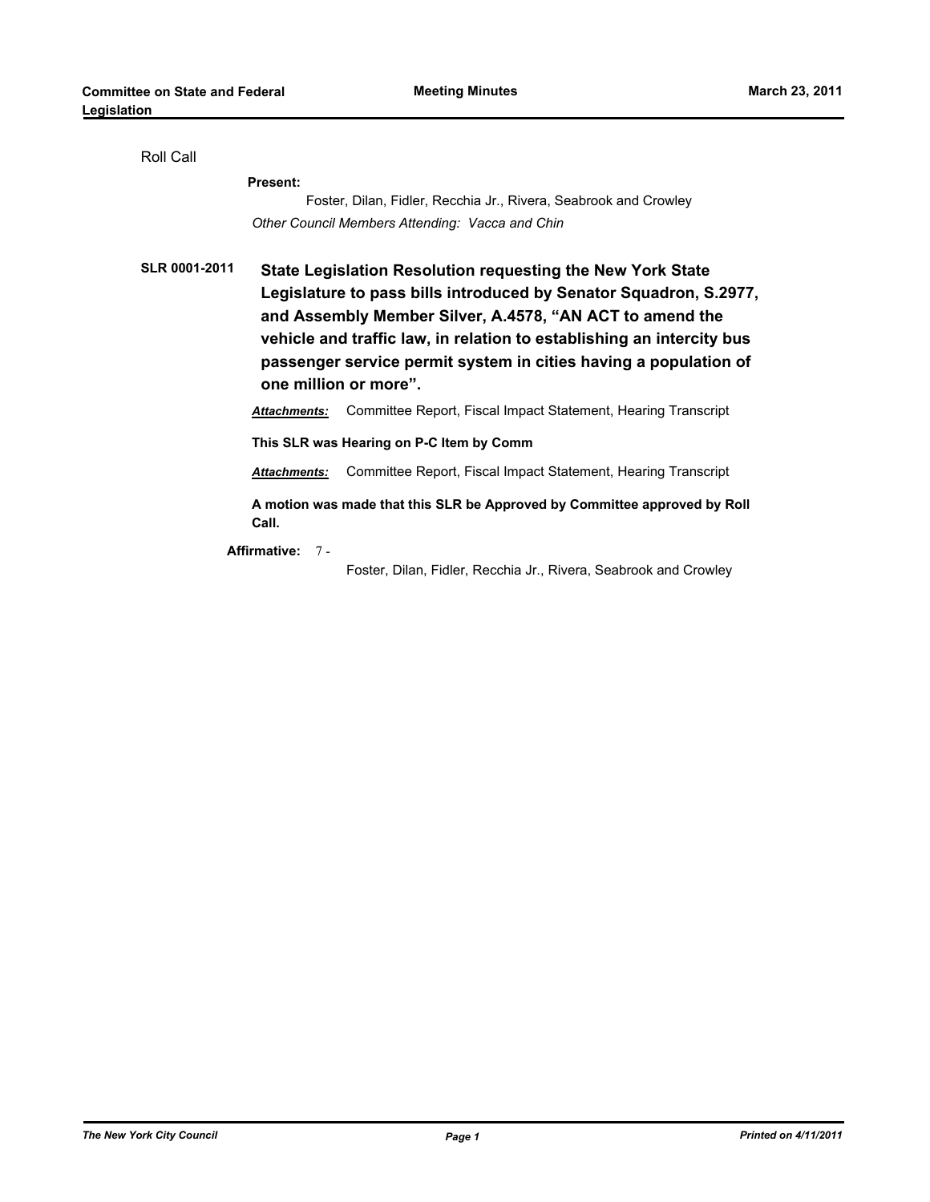Roll Call

**Present:**

Foster, Dilan, Fidler, Recchia Jr., Rivera, Seabrook and Crowley

*Other Council Members Attending: Vacca and Chin*

**SLR 0001-2011** **State Legislation Resolution requesting the New York State Legislature to pass bills introduced by Senator Squadron, S.2977, and Assembly Member Silver, A.4578, "AN ACT to amend the vehicle and traffic law, in relation to establishing an intercity bus passenger service permit system in cities having a population of one million or more".**

***Attachments:*** Committee Report, Fiscal Impact Statement, Hearing Transcript

**This SLR was Hearing on P-C Item by Comm**

***Attachments:*** Committee Report, Fiscal Impact Statement, Hearing Transcript

**A motion was made that this SLR be Approved by Committee approved by Roll Call.**

**Affirmative:** 7 -

Foster, Dilan, Fidler, Recchia Jr., Rivera, Seabrook and Crowley